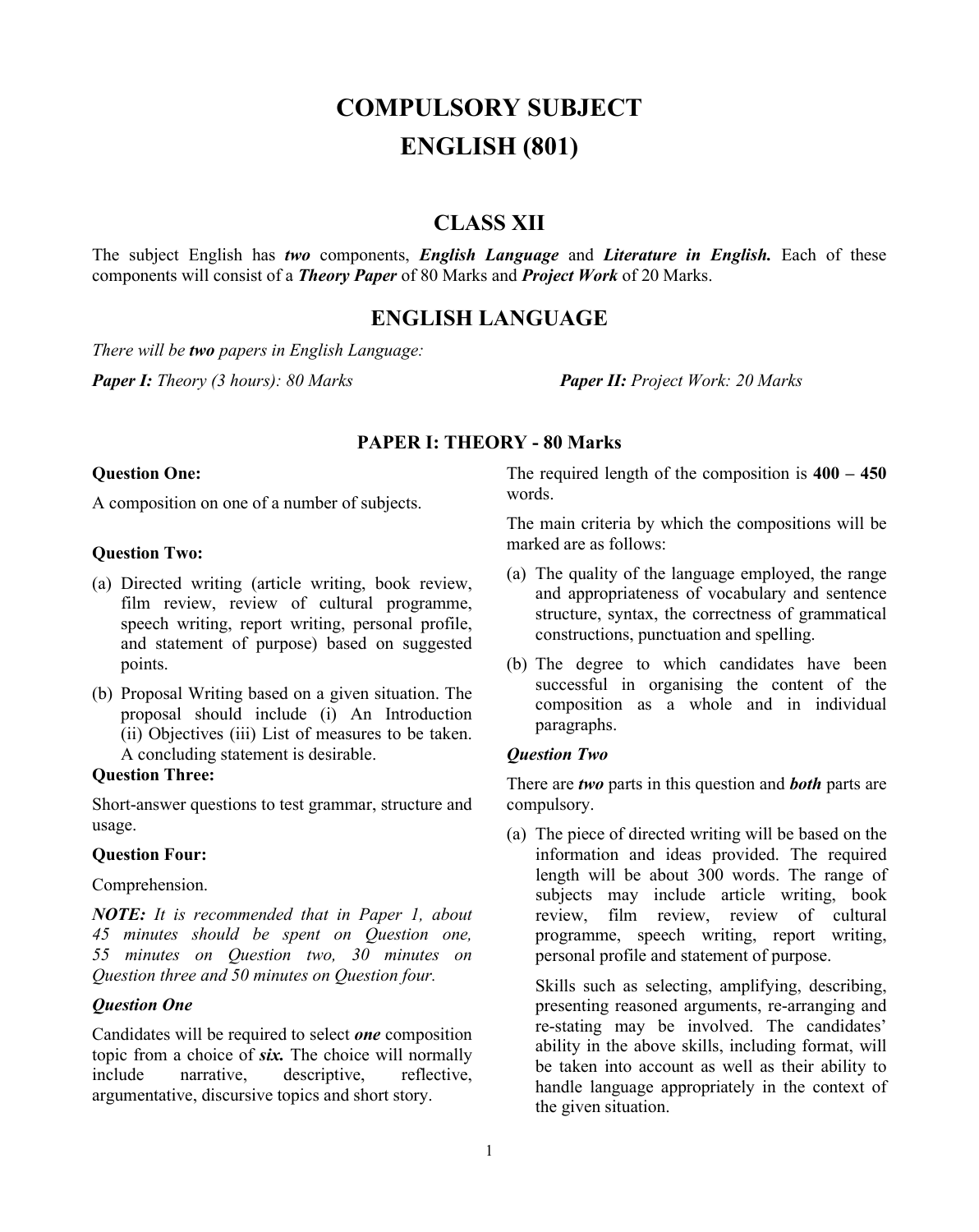# COMPULSORY SUBJECT

# ENGLISH (801)

## CLASS XII

The subject English has ***two*** components, ***English Language*** and ***Literature in English.*** Each of these components will consist of a ***Theory Paper*** of 80 Marks and ***Project Work*** of 20 Marks.

## ENGLISH LANGUAGE

*There will be **two** papers in English Language:*

***Paper I:*** *Theory (3 hours): 80 Marks* ***Paper II:*** *Project Work: 20 Marks*

### PAPER I: THEORY - 80 Marks

**Question One:**

A composition on one of a number of subjects.

**Question Two:**

(a) Directed writing (article writing, book review, film review, review of cultural programme, speech writing, report writing, personal profile, and statement of purpose) based on suggested points.

(b) Proposal Writing based on a given situation. The proposal should include (i) An Introduction (ii) Objectives (iii) List of measures to be taken. A concluding statement is desirable.

**Question Three:**

Short-answer questions to test grammar, structure and usage.

**Question Four:**

Comprehension.

***NOTE:*** *It is recommended that in Paper 1, about 45 minutes should be spent on Question one, 55 minutes on Question two, 30 minutes on Question three and 50 minutes on Question four.*

***Question One***

Candidates will be required to select ***one*** composition topic from a choice of ***six.*** The choice will normally include narrative, descriptive, reflective, argumentative, discursive topics and short story.

The required length of the composition is **400 – 450** words.

The main criteria by which the compositions will be marked are as follows:

(a) The quality of the language employed, the range and appropriateness of vocabulary and sentence structure, syntax, the correctness of grammatical constructions, punctuation and spelling.

(b) The degree to which candidates have been successful in organising the content of the composition as a whole and in individual paragraphs.

***Question Two***

There are ***two*** parts in this question and ***both*** parts are compulsory.

(a) The piece of directed writing will be based on the information and ideas provided. The required length will be about 300 words. The range of subjects may include article writing, book review, film review, review of cultural programme, speech writing, report writing, personal profile and statement of purpose.

Skills such as selecting, amplifying, describing, presenting reasoned arguments, re-arranging and re-stating may be involved. The candidates' ability in the above skills, including format, will be taken into account as well as their ability to handle language appropriately in the context of the given situation.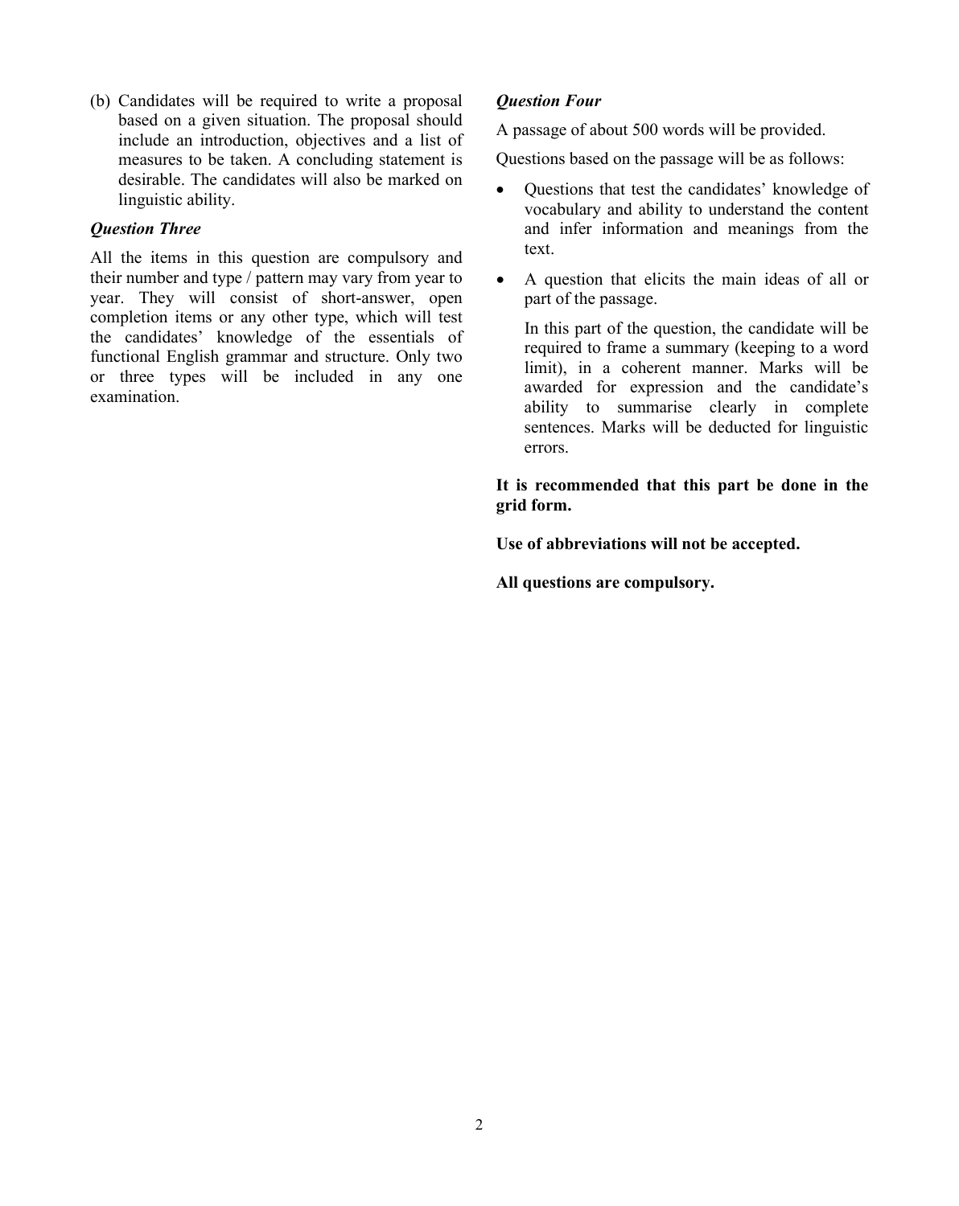(b) Candidates will be required to write a proposal based on a given situation. The proposal should include an introduction, objectives and a list of measures to be taken. A concluding statement is desirable. The candidates will also be marked on linguistic ability.

***Question Three***

All the items in this question are compulsory and their number and type / pattern may vary from year to year. They will consist of short-answer, open completion items or any other type, which will test the candidates' knowledge of the essentials of functional English grammar and structure. Only two or three types will be included in any one examination.

***Question Four***

A passage of about 500 words will be provided.

Questions based on the passage will be as follows:

- Questions that test the candidates' knowledge of vocabulary and ability to understand the content and infer information and meanings from the text.
- A question that elicits the main ideas of all or part of the passage.

  In this part of the question, the candidate will be required to frame a summary (keeping to a word limit), in a coherent manner. Marks will be awarded for expression and the candidate's ability to summarise clearly in complete sentences. Marks will be deducted for linguistic errors.

**It is recommended that this part be done in the grid form.**

**Use of abbreviations will not be accepted.**

**All questions are compulsory.**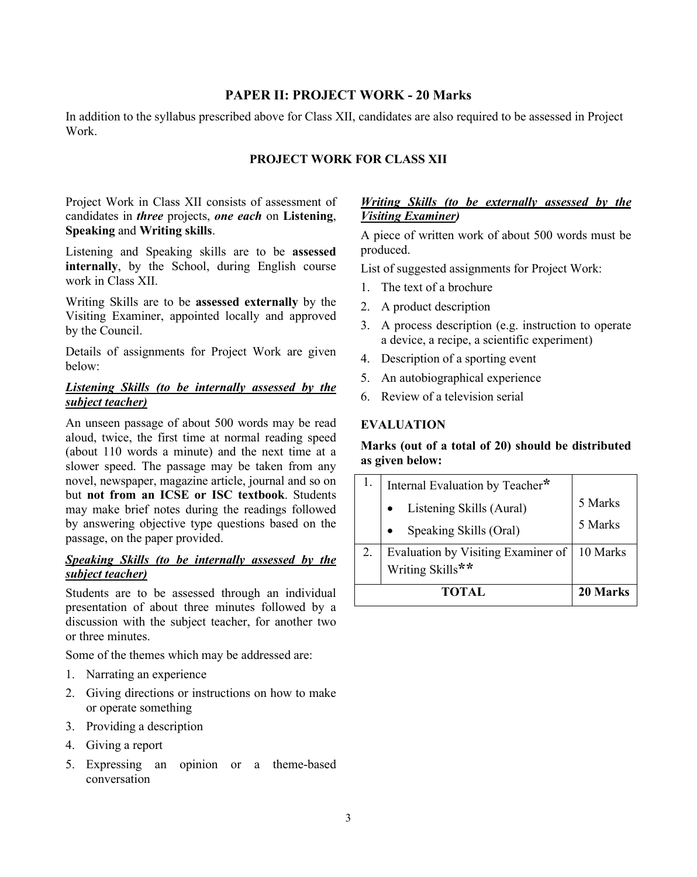## PAPER II: PROJECT WORK - 20 Marks

In addition to the syllabus prescribed above for Class XII, candidates are also required to be assessed in Project Work.

### PROJECT WORK FOR CLASS XII

Project Work in Class XII consists of assessment of candidates in ***three*** projects, ***one each*** on **Listening**, **Speaking** and **Writing skills**.

Listening and Speaking skills are to be **assessed internally**, by the School, during English course work in Class XII.

Writing Skills are to be **assessed externally** by the Visiting Examiner, appointed locally and approved by the Council.

Details of assignments for Project Work are given below:

***Listening Skills (to be internally assessed by the subject teacher)***

An unseen passage of about 500 words may be read aloud, twice, the first time at normal reading speed (about 110 words a minute) and the next time at a slower speed. The passage may be taken from any novel, newspaper, magazine article, journal and so on but **not from an ICSE or ISC textbook**. Students may make brief notes during the readings followed by answering objective type questions based on the passage, on the paper provided.

***Speaking Skills (to be internally assessed by the subject teacher)***

Students are to be assessed through an individual presentation of about three minutes followed by a discussion with the subject teacher, for another two or three minutes.

Some of the themes which may be addressed are:

1. Narrating an experience
2. Giving directions or instructions on how to make or operate something
3. Providing a description
4. Giving a report
5. Expressing an opinion or a theme-based conversation

***Writing Skills (to be externally assessed by the Visiting Examiner)***

A piece of written work of about 500 words must be produced.

List of suggested assignments for Project Work:

1. The text of a brochure
2. A product description
3. A process description (e.g. instruction to operate a device, a recipe, a scientific experiment)
4. Description of a sporting event
5. An autobiographical experience
6. Review of a television serial

### EVALUATION

**Marks (out of a total of 20) should be distributed as given below:**

| | | |
|---|---|---|
| 1. | Internal Evaluation by Teacher* | |
| | • Listening Skills (Aural) | 5 Marks |
| | • Speaking Skills (Oral) | 5 Marks |
| 2. | Evaluation by Visiting Examiner of Writing Skills** | 10 Marks |
| | **TOTAL** | **20 Marks** |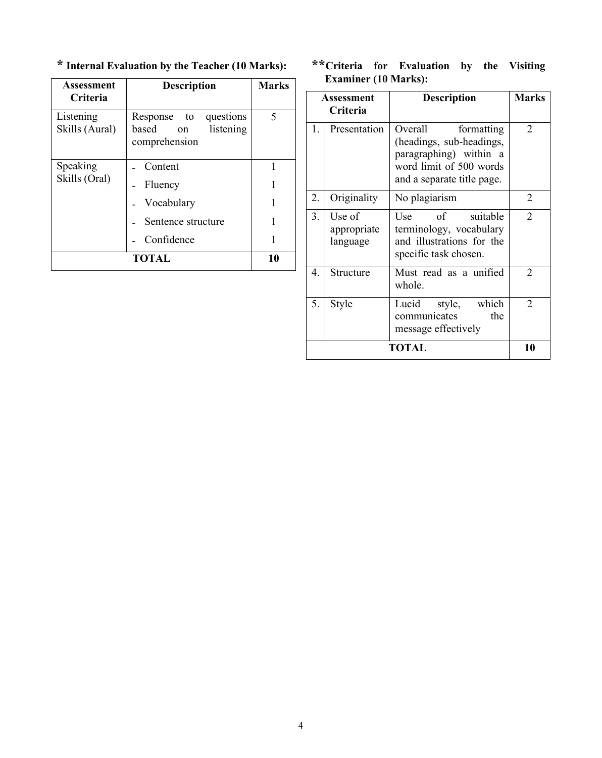**\* Internal Evaluation by the Teacher (10 Marks):**

| Assessment Criteria | Description | Marks |
|---|---|---|
| Listening Skills (Aural) | Response to questions based on listening comprehension | 5 |
| Speaking Skills (Oral) | - Content | 1 |
| | - Fluency | 1 |
| | - Vocabulary | 1 |
| | - Sentence structure | 1 |
| | - Confidence | 1 |
| **TOTAL** | | **10** |

**\*\*Criteria for Evaluation by the Visiting Examiner (10 Marks):**

| | Assessment Criteria | Description | Marks |
|---|---|---|---|
| 1. | Presentation | Overall formatting (headings, sub-headings, paragraphing) within a word limit of 500 words and a separate title page. | 2 |
| 2. | Originality | No plagiarism | 2 |
| 3. | Use of appropriate language | Use of suitable terminology, vocabulary and illustrations for the specific task chosen. | 2 |
| 4. | Structure | Must read as a unified whole. | 2 |
| 5. | Style | Lucid style, which communicates the message effectively | 2 |
| **TOTAL** | | | **10** |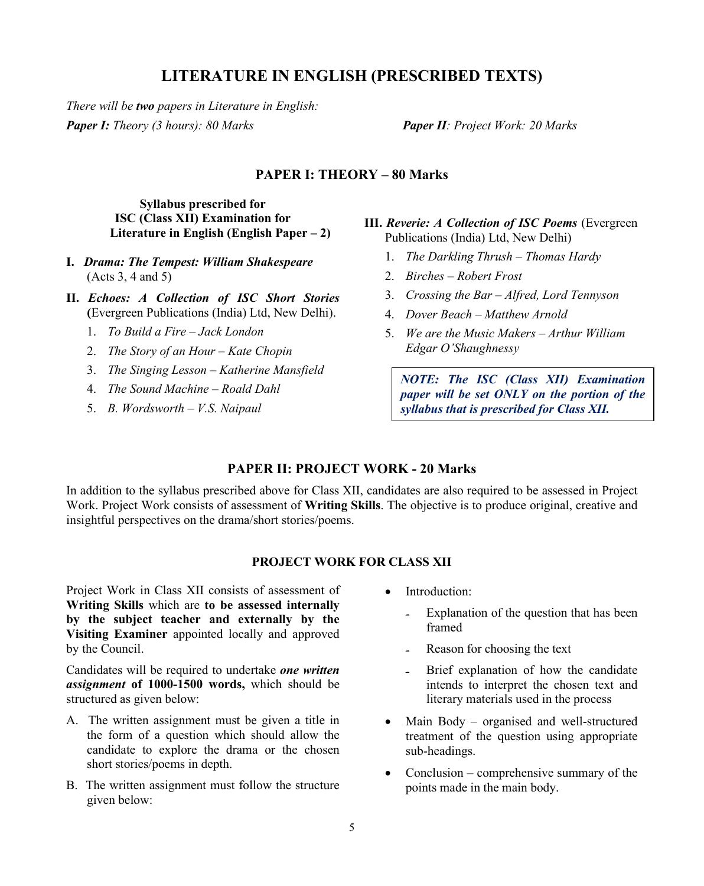# LITERATURE IN ENGLISH (PRESCRIBED TEXTS)

*There will be **two** papers in Literature in English:*

***Paper I:** Theory (3 hours): 80 Marks* ***Paper II**: Project Work: 20 Marks*

## PAPER I: THEORY – 80 Marks

**Syllabus prescribed for ISC (Class XII) Examination for Literature in English (English Paper – 2)**

**I.** ***Drama: The Tempest: William Shakespeare*** (Acts 3, 4 and 5)

**II.** ***Echoes: A Collection of ISC Short Stories*** **(**Evergreen Publications (India) Ltd, New Delhi).

1. *To Build a Fire – Jack London*
2. *The Story of an Hour – Kate Chopin*
3. *The Singing Lesson – Katherine Mansfield*
4. *The Sound Machine – Roald Dahl*
5. *B. Wordsworth – V.S. Naipaul*

**III.** ***Reverie: A Collection of ISC Poems*** (Evergreen Publications (India) Ltd, New Delhi)

1. *The Darkling Thrush – Thomas Hardy*
2. *Birches – Robert Frost*
3. *Crossing the Bar – Alfred, Lord Tennyson*
4. *Dover Beach – Matthew Arnold*
5. *We are the Music Makers – Arthur William Edgar O'Shaughnessy*

***NOTE: The ISC (Class XII) Examination paper will be set ONLY on the portion of the syllabus that is prescribed for Class XII.***

## PAPER II: PROJECT WORK - 20 Marks

In addition to the syllabus prescribed above for Class XII, candidates are also required to be assessed in Project Work. Project Work consists of assessment of **Writing Skills**. The objective is to produce original, creative and insightful perspectives on the drama/short stories/poems.

### PROJECT WORK FOR CLASS XII

Project Work in Class XII consists of assessment of **Writing Skills** which are **to be assessed internally by the subject teacher and externally by the Visiting Examiner** appointed locally and approved by the Council.

Candidates will be required to undertake ***one written assignment*** **of 1000-1500 words,** which should be structured as given below:

A. The written assignment must be given a title in the form of a question which should allow the candidate to explore the drama or the chosen short stories/poems in depth.

B. The written assignment must follow the structure given below:

- Introduction:
  - Explanation of the question that has been framed
  - Reason for choosing the text
  - Brief explanation of how the candidate intends to interpret the chosen text and literary materials used in the process
- Main Body – organised and well-structured treatment of the question using appropriate sub-headings.
- Conclusion – comprehensive summary of the points made in the main body.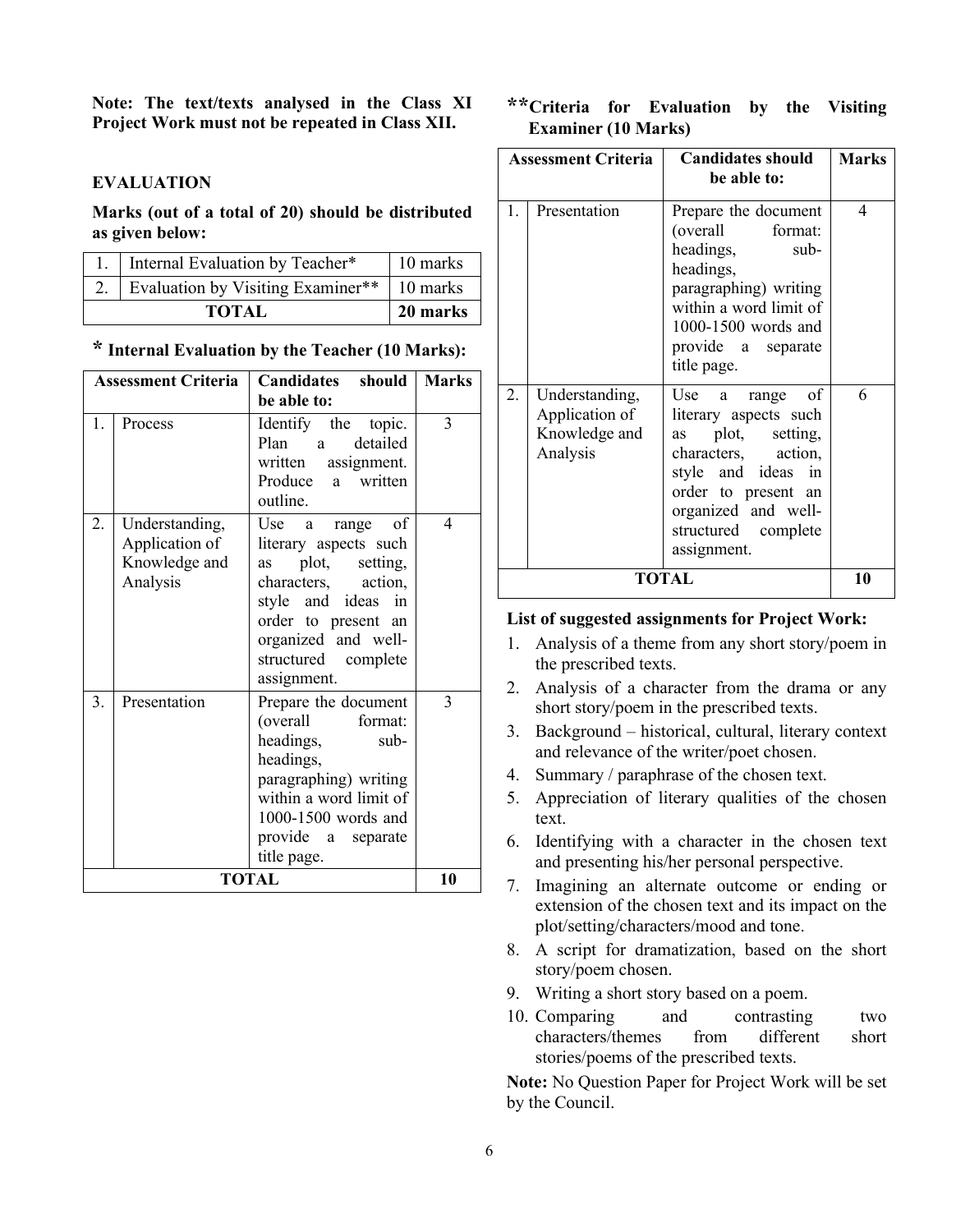**Note: The text/texts analysed in the Class XI Project Work must not be repeated in Class XII.**

### EVALUATION

**Marks (out of a total of 20) should be distributed as given below:**

| | | |
|---|---|---|
| 1. | Internal Evaluation by Teacher* | 10 marks |
| 2. | Evaluation by Visiting Examiner** | 10 marks |
| | **TOTAL** | **20 marks** |

### * Internal Evaluation by the Teacher (10 Marks):

| | Assessment Criteria | Candidates should be able to: | Marks |
|---|---|---|---|
| 1. | Process | Identify the topic. Plan a detailed written assignment. Produce a written outline. | 3 |
| 2. | Understanding, Application of Knowledge and Analysis | Use a range of literary aspects such as plot, setting, characters, action, style and ideas in order to present an organized and well-structured complete assignment. | 4 |
| 3. | Presentation | Prepare the document (overall format: headings, sub-headings, paragraphing) writing within a word limit of 1000-1500 words and provide a separate title page. | 3 |
| | **TOTAL** | | **10** |

### **Criteria for Evaluation by the Visiting Examiner (10 Marks)

| | Assessment Criteria | Candidates should be able to: | Marks |
|---|---|---|---|
| 1. | Presentation | Prepare the document (overall format: headings, sub-headings, paragraphing) writing within a word limit of 1000-1500 words and provide a separate title page. | 4 |
| 2. | Understanding, Application of Knowledge and Analysis | Use a range of literary aspects such as plot, setting, characters, action, style and ideas in order to present an organized and well-structured complete assignment. | 6 |
| | **TOTAL** | | **10** |

**List of suggested assignments for Project Work:**

1. Analysis of a theme from any short story/poem in the prescribed texts.
2. Analysis of a character from the drama or any short story/poem in the prescribed texts.
3. Background – historical, cultural, literary context and relevance of the writer/poet chosen.
4. Summary / paraphrase of the chosen text.
5. Appreciation of literary qualities of the chosen text.
6. Identifying with a character in the chosen text and presenting his/her personal perspective.
7. Imagining an alternate outcome or ending or extension of the chosen text and its impact on the plot/setting/characters/mood and tone.
8. A script for dramatization, based on the short story/poem chosen.
9. Writing a short story based on a poem.
10. Comparing and contrasting two characters/themes from different short stories/poems of the prescribed texts.

**Note:** No Question Paper for Project Work will be set by the Council.